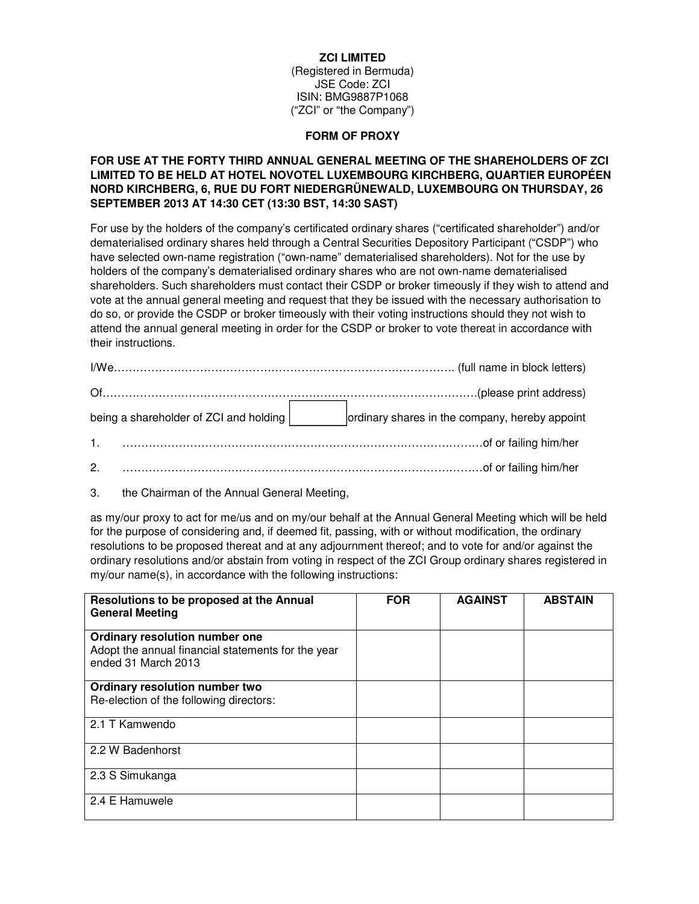**ZCI LIMITED**
(Registered in Bermuda)
JSE Code: ZCI
ISIN: BMG9887P1068
("ZCI" or "the Company")

**FORM OF PROXY**

**FOR USE AT THE FORTY THIRD ANNUAL GENERAL MEETING OF THE SHAREHOLDERS OF ZCI LIMITED TO BE HELD AT HOTEL NOVOTEL LUXEMBOURG KIRCHBERG, QUARTIER EUROPÉEN NORD KIRCHBERG, 6, RUE DU FORT NIEDERGRÜNEWALD, LUXEMBOURG ON THURSDAY, 26 SEPTEMBER 2013 AT 14:30 CET (13:30 BST, 14:30 SAST)**

For use by the holders of the company's certificated ordinary shares ("certificated shareholder") and/or dematerialised ordinary shares held through a Central Securities Depository Participant ("CSDP") who have selected own-name registration ("own-name" dematerialised shareholders). Not for the use by holders of the company's dematerialised ordinary shares who are not own-name dematerialised shareholders. Such shareholders must contact their CSDP or broker timeously if they wish to attend and vote at the annual general meeting and request that they be issued with the necessary authorisation to do so, or provide the CSDP or broker timeously with their voting instructions should they not wish to attend the annual general meeting in order for the CSDP or broker to vote thereat in accordance with their instructions.

I/We………………………………………………………………………………… (full name in block letters)

Of…………………………………………………………………………………………(please print address)

being a shareholder of ZCI and holding [ ] ordinary shares in the company, hereby appoint

1. ……………………………………………………………………………………of or failing him/her
2. ……………………………………………………………………………………of or failing him/her
3. the Chairman of the Annual General Meeting,

as my/our proxy to act for me/us and on my/our behalf at the Annual General Meeting which will be held for the purpose of considering and, if deemed fit, passing, with or without modification, the ordinary resolutions to be proposed thereat and at any adjournment thereof; and to vote for and/or against the ordinary resolutions and/or abstain from voting in respect of the ZCI Group ordinary shares registered in my/our name(s), in accordance with the following instructions:

| **Resolutions to be proposed at the Annual General Meeting** | **FOR** | **AGAINST** | **ABSTAIN** |
|---|---|---|---|
| **Ordinary resolution number one** Adopt the annual financial statements for the year ended 31 March 2013 | | | |
| **Ordinary resolution number two** Re-election of the following directors: | | | |
| 2.1 T Kamwendo | | | |
| 2.2 W Badenhorst | | | |
| 2.3 S Simukanga | | | |
| 2.4 E Hamuwele | | | |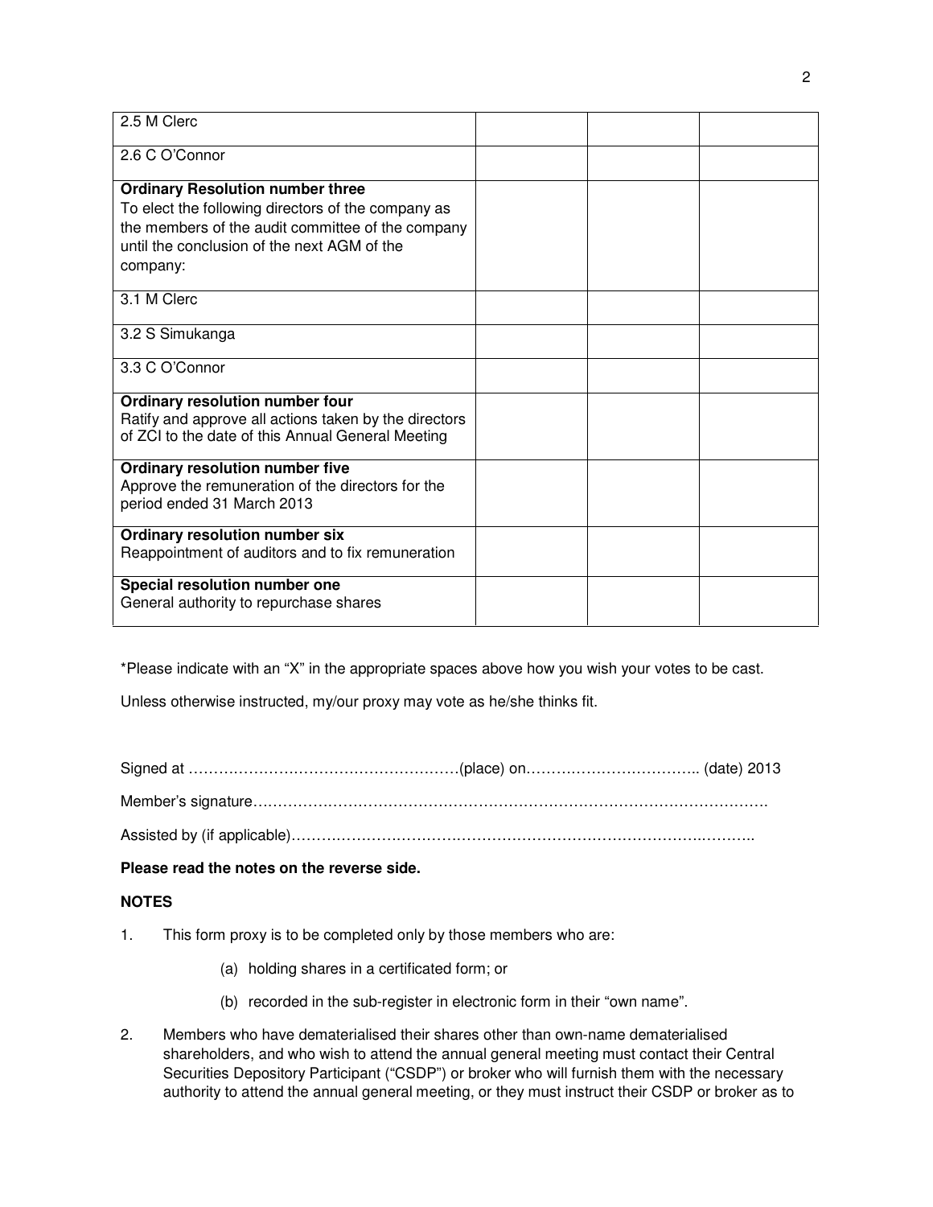| | | | |
|---|---|---|---|
| 2.5 M Clerc | | | |
| 2.6 C O'Connor | | | |
| **Ordinary Resolution number three**<br>To elect the following directors of the company as the members of the audit committee of the company until the conclusion of the next AGM of the company: | | | |
| 3.1 M Clerc | | | |
| 3.2 S Simukanga | | | |
| 3.3 C O'Connor | | | |
| **Ordinary resolution number four**<br>Ratify and approve all actions taken by the directors of ZCI to the date of this Annual General Meeting | | | |
| **Ordinary resolution number five**<br>Approve the remuneration of the directors for the period ended 31 March 2013 | | | |
| **Ordinary resolution number six**<br>Reappointment of auditors and to fix remuneration | | | |
| **Special resolution number one**<br>General authority to repurchase shares | | | |

*Please indicate with an "X" in the appropriate spaces above how you wish your votes to be cast.

Unless otherwise instructed, my/our proxy may vote as he/she thinks fit.

Signed at ………………………………………………(place) on…………………………….. (date) 2013

Member's signature…………………………………………………………………………………………

Assisted by (if applicable)………………………………………………………………………………..

**Please read the notes on the reverse side.**

**NOTES**

1. This form proxy is to be completed only by those members who are:

   (a) holding shares in a certificated form; or

   (b) recorded in the sub-register in electronic form in their "own name".

2. Members who have dematerialised their shares other than own-name dematerialised shareholders, and who wish to attend the annual general meeting must contact their Central Securities Depository Participant ("CSDP") or broker who will furnish them with the necessary authority to attend the annual general meeting, or they must instruct their CSDP or broker as to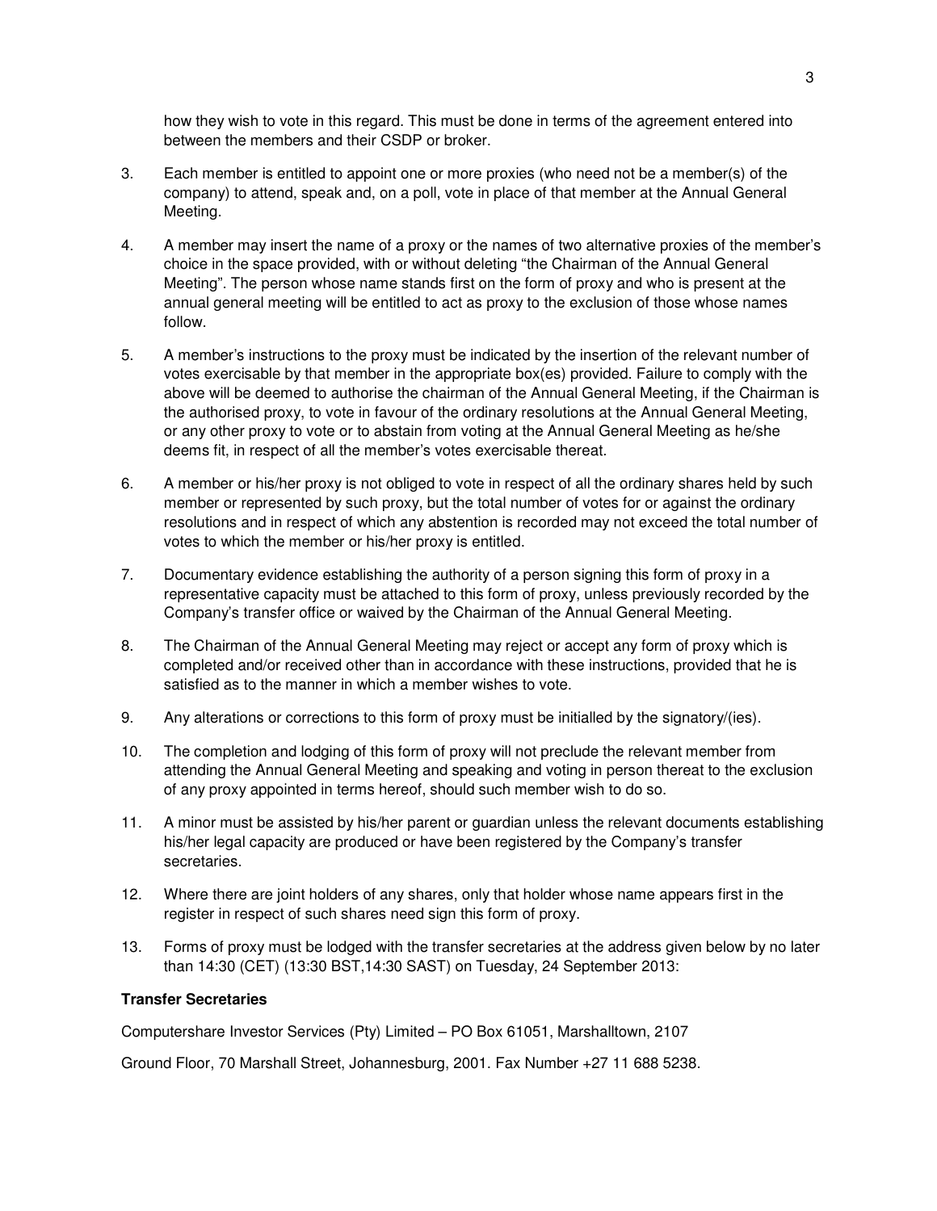how they wish to vote in this regard. This must be done in terms of the agreement entered into between the members and their CSDP or broker.

3. Each member is entitled to appoint one or more proxies (who need not be a member(s) of the company) to attend, speak and, on a poll, vote in place of that member at the Annual General Meeting.

4. A member may insert the name of a proxy or the names of two alternative proxies of the member's choice in the space provided, with or without deleting "the Chairman of the Annual General Meeting". The person whose name stands first on the form of proxy and who is present at the annual general meeting will be entitled to act as proxy to the exclusion of those whose names follow.

5. A member's instructions to the proxy must be indicated by the insertion of the relevant number of votes exercisable by that member in the appropriate box(es) provided. Failure to comply with the above will be deemed to authorise the chairman of the Annual General Meeting, if the Chairman is the authorised proxy, to vote in favour of the ordinary resolutions at the Annual General Meeting, or any other proxy to vote or to abstain from voting at the Annual General Meeting as he/she deems fit, in respect of all the member's votes exercisable thereat.

6. A member or his/her proxy is not obliged to vote in respect of all the ordinary shares held by such member or represented by such proxy, but the total number of votes for or against the ordinary resolutions and in respect of which any abstention is recorded may not exceed the total number of votes to which the member or his/her proxy is entitled.

7. Documentary evidence establishing the authority of a person signing this form of proxy in a representative capacity must be attached to this form of proxy, unless previously recorded by the Company's transfer office or waived by the Chairman of the Annual General Meeting.

8. The Chairman of the Annual General Meeting may reject or accept any form of proxy which is completed and/or received other than in accordance with these instructions, provided that he is satisfied as to the manner in which a member wishes to vote.

9. Any alterations or corrections to this form of proxy must be initialled by the signatory/(ies).

10. The completion and lodging of this form of proxy will not preclude the relevant member from attending the Annual General Meeting and speaking and voting in person thereat to the exclusion of any proxy appointed in terms hereof, should such member wish to do so.

11. A minor must be assisted by his/her parent or guardian unless the relevant documents establishing his/her legal capacity are produced or have been registered by the Company's transfer secretaries.

12. Where there are joint holders of any shares, only that holder whose name appears first in the register in respect of such shares need sign this form of proxy.

13. Forms of proxy must be lodged with the transfer secretaries at the address given below by no later than 14:30 (CET) (13:30 BST,14:30 SAST) on Tuesday, 24 September 2013:

**Transfer Secretaries**

Computershare Investor Services (Pty) Limited – PO Box 61051, Marshalltown, 2107

Ground Floor, 70 Marshall Street, Johannesburg, 2001. Fax Number +27 11 688 5238.